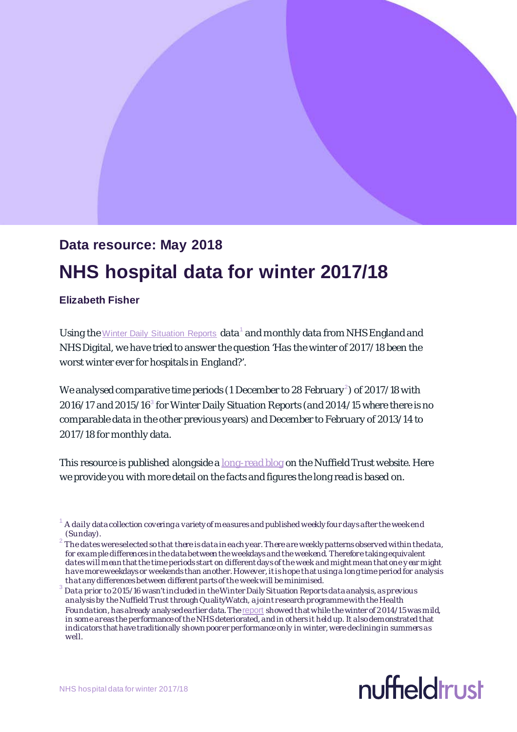**Data resource: May 2018**

# NHS hospital data for winter 2017/18

**Elizabeth Fisher**

Using the Winter Daily Situation Reports data[1] and monthly data from NHS England and NHS Digital, we have tried to answer the question 'Has the winter of 2017/18 been the worst winter ever for hospitals in England?'.

We analysed comparative time periods (1 December to 28 February[2]) of 2017/18 with 2016/17 and 2015/16[3] for Winter Daily Situation Reports (and 2014/15 where there is no comparable data in the other previous years) and December to February of 2013/14 to 2017/18 for monthly data.

This resource is published alongside a long-read blog on the Nuffield Trust website. Here we provide you with more detail on the facts and figures the long read is based on.

[1] *A daily data collection covering a variety of measures and published weekly four days after the weekend (Sunday).*

[2] *The dates were selected so that there is data in each year. There are weekly patterns observed within the data, for example differences in the data between the weekdays and the weekend. Therefore taking equivalent dates will mean that the time periods start on different days of the week and might mean that one year might have more weekdays or weekends than another. However, it is hope that using a long time period for analysis that any differences between different parts of the week will be minimised.*

[3] *Data prior to 2015/16 wasn't included in the Winter Daily Situation Reports data analysis, as previous analysis by the Nuffield Trust through QualityWatch, a joint research programme with the Health Foundation, has already analysed earlier data. The report showed that while the winter of 2014/15 was mild, in some areas the performance of the NHS deteriorated, and in others it held up. It also demonstrated that indicators that have traditionally shown poorer performance only in winter, were declining in summers as well.*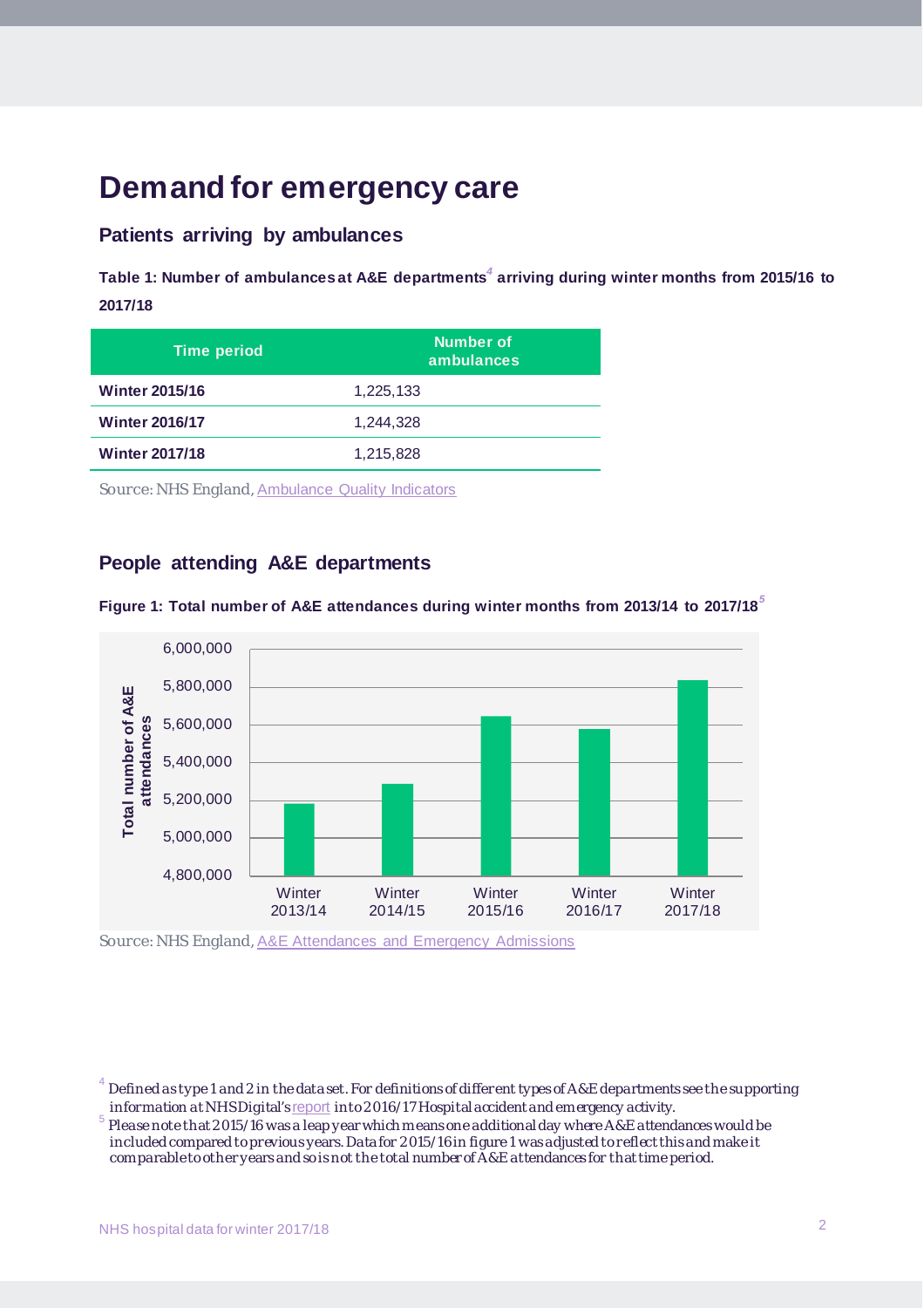# Demand for emergency care

## Patients arriving by ambulances

**Table 1: Number of ambulances at A&E departments[4] arriving during winter months from 2015/16 to 2017/18**

| Time period | Number of ambulances |
|---|---|
| **Winter 2015/16** | 1,225,133 |
| **Winter 2016/17** | 1,244,328 |
| **Winter 2017/18** | 1,215,828 |

Source: NHS England, Ambulance Quality Indicators

## People attending A&E departments

**Figure 1: Total number of A&E attendances during winter months from 2013/14 to 2017/18[5]**

Source: NHS England, A&E Attendances and Emergency Admissions

[4] Defined as type 1 and 2 in the data set. For definitions of different types of A&E departments see the supporting information at NHS Digital's report into 2016/17 Hospital accident and emergency activity.

[5] Please note that 2015/16 was a leap year which means one additional day where A&E attendances would be included compared to previous years. Data for 2015/16 in figure 1 was adjusted to reflect this and make it comparable to other years and so is not the total number of A&E attendances for that time period.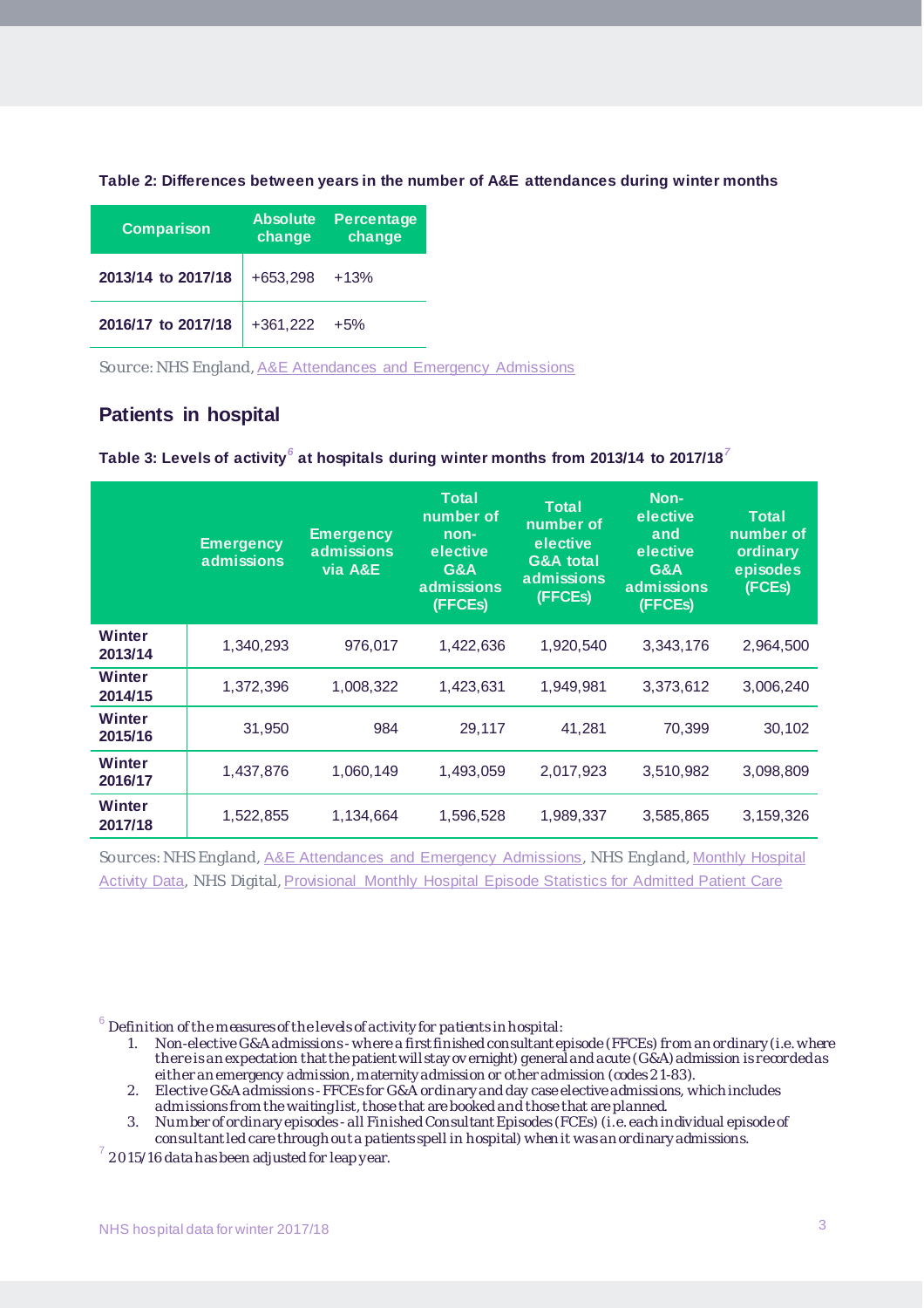**Table 2: Differences between years in the number of A&E attendances during winter months**

| Comparison | Absolute change | Percentage change |
|---|---|---|
| 2013/14 to 2017/18 | +653,298 | +13% |
| 2016/17 to 2017/18 | +361,222 | +5% |

Source: NHS England, A&E Attendances and Emergency Admissions

## Patients in hospital

**Table 3: Levels of activity[6] at hospitals during winter months from 2013/14 to 2017/18[7]**

| | Emergency admissions | Emergency admissions via A&E | Total number of non-elective G&A admissions (FFCEs) | Total number of elective G&A total admissions (FFCEs) | Non-elective and elective G&A admissions (FFCEs) | Total number of ordinary episodes (FCEs) |
|---|---|---|---|---|---|---|
| Winter 2013/14 | 1,340,293 | 976,017 | 1,422,636 | 1,920,540 | 3,343,176 | 2,964,500 |
| Winter 2014/15 | 1,372,396 | 1,008,322 | 1,423,631 | 1,949,981 | 3,373,612 | 3,006,240 |
| Winter 2015/16 | 31,950 | 984 | 29,117 | 41,281 | 70,399 | 30,102 |
| Winter 2016/17 | 1,437,876 | 1,060,149 | 1,493,059 | 2,017,923 | 3,510,982 | 3,098,809 |
| Winter 2017/18 | 1,522,855 | 1,134,664 | 1,596,528 | 1,989,337 | 3,585,865 | 3,159,326 |

Sources: NHS England, A&E Attendances and Emergency Admissions, NHS England, Monthly Hospital Activity Data, NHS Digital, Provisional Monthly Hospital Episode Statistics for Admitted Patient Care

[6] *Definition of the measures of the levels of activity for patients in hospital:*

1. *Non-elective G&A admissions - where a first finished consultant episode (FFCEs) from an ordinary (i.e. where there is an expectation that the patient will stay overnight) general and acute (G&A) admission is recorded as either an emergency admission, maternity admission or other admission (codes 21-83).*
2. *Elective G&A admissions - FFCEs for G&A ordinary and day case elective admissions, which includes admissions from the waiting list, those that are booked and those that are planned.*
3. *Number of ordinary episodes - all Finished Consultant Episodes (FCEs) (i.e. each individual episode of consultant led care throughout a patients spell in hospital) when it was an ordinary admissions.*

[7] *2015/16 data has been adjusted for leap year.*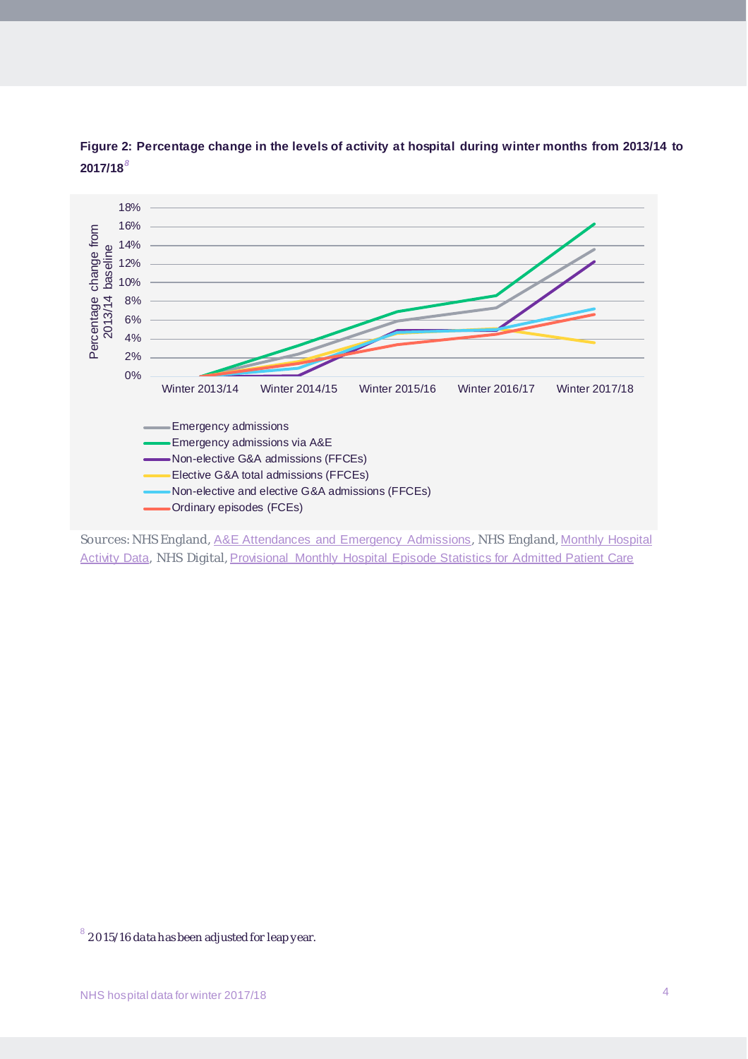**Figure 2: Percentage change in the levels of activity at hospital during winter months from 2013/14 to 2017/18**[8]

Sources: NHS England, A&E Attendances and Emergency Admissions, NHS England, Monthly Hospital Activity Data, NHS Digital, Provisional Monthly Hospital Episode Statistics for Admitted Patient Care

[8] 2015/16 data has been adjusted for leap year.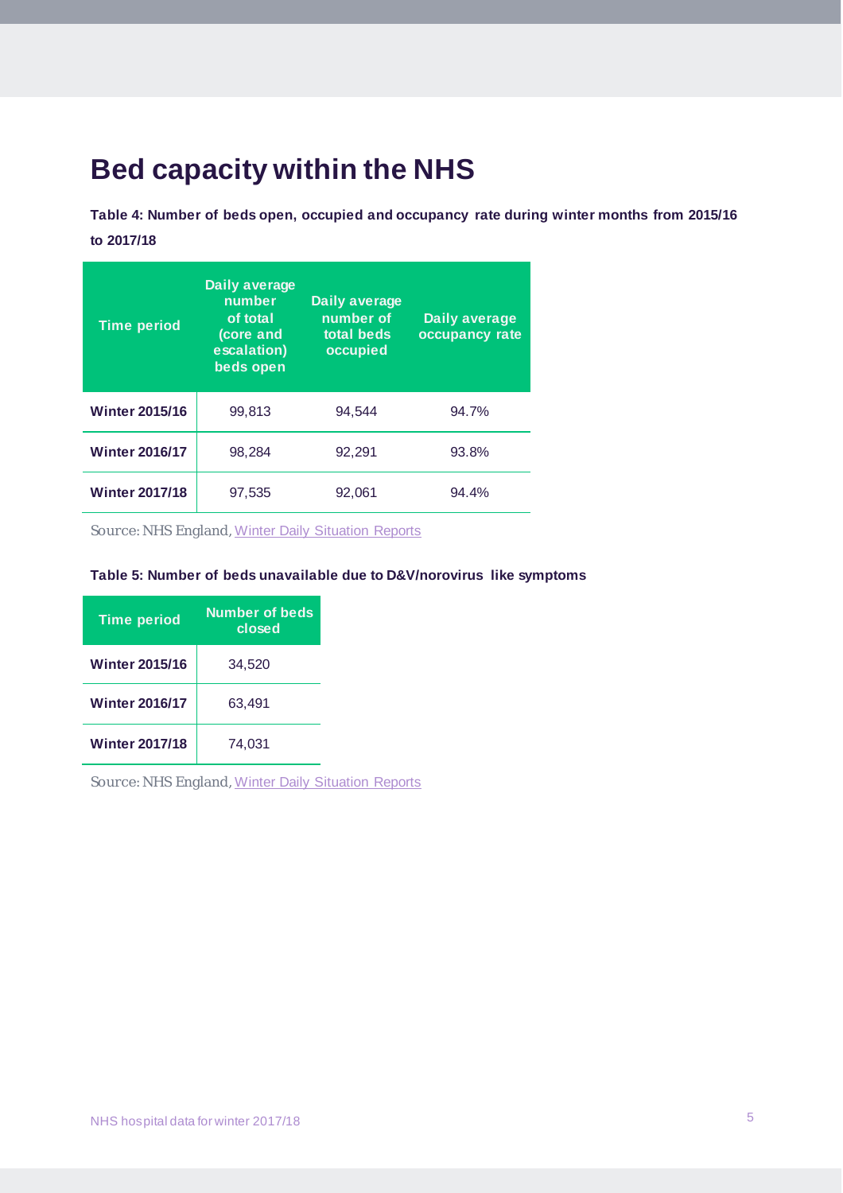# Bed capacity within the NHS

**Table 4: Number of beds open, occupied and occupancy rate during winter months from 2015/16 to 2017/18**

| Time period | Daily average number of total (core and escalation) beds open | Daily average number of total beds occupied | Daily average occupancy rate |
|---|---|---|---|
| **Winter 2015/16** | 99,813 | 94,544 | 94.7% |
| **Winter 2016/17** | 98,284 | 92,291 | 93.8% |
| **Winter 2017/18** | 97,535 | 92,061 | 94.4% |

Source: NHS England, Winter Daily Situation Reports

**Table 5: Number of beds unavailable due to D&V/norovirus like symptoms**

| Time period | Number of beds closed |
|---|---|
| **Winter 2015/16** | 34,520 |
| **Winter 2016/17** | 63,491 |
| **Winter 2017/18** | 74,031 |

Source: NHS England, Winter Daily Situation Reports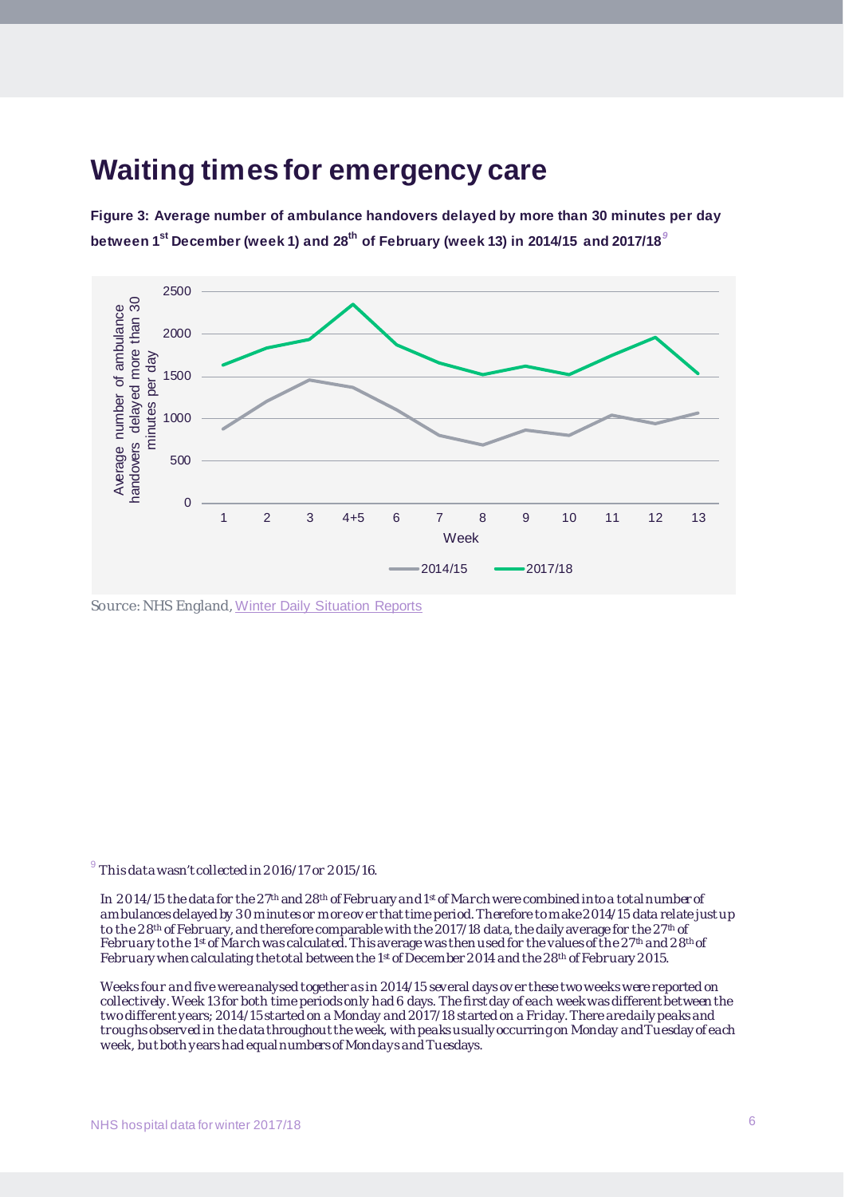# Waiting times for emergency care

**Figure 3: Average number of ambulance handovers delayed by more than 30 minutes per day between 1st December (week 1) and 28th of February (week 13) in 2014/15 and 2017/18**[9]

Source: NHS England, Winter Daily Situation Reports

[9] This data wasn't collected in 2016/17 or 2015/16.

In 2014/15 the data for the 27th and 28th of February and 1st of March were combined into a total number of ambulances delayed by 30 minutes or more over that time period. Therefore to make 2014/15 data relate just up to the 28th of February, and therefore comparable with the 2017/18 data, the daily average for the 27th of February to the 1st of March was calculated. This average was then used for the values of the 27th and 28th of February when calculating the total between the 1st of December 2014 and the 28th of February 2015.

Weeks four and five were analysed together as in 2014/15 several days over these two weeks were reported on collectively. Week 13 for both time periods only had 6 days. The first day of each week was different between the two different years; 2014/15 started on a Monday and 2017/18 started on a Friday. There are daily peaks and troughs observed in the data throughout the week, with peaks usually occurring on Monday and Tuesday of each week, but both years had equal numbers of Mondays and Tuesdays.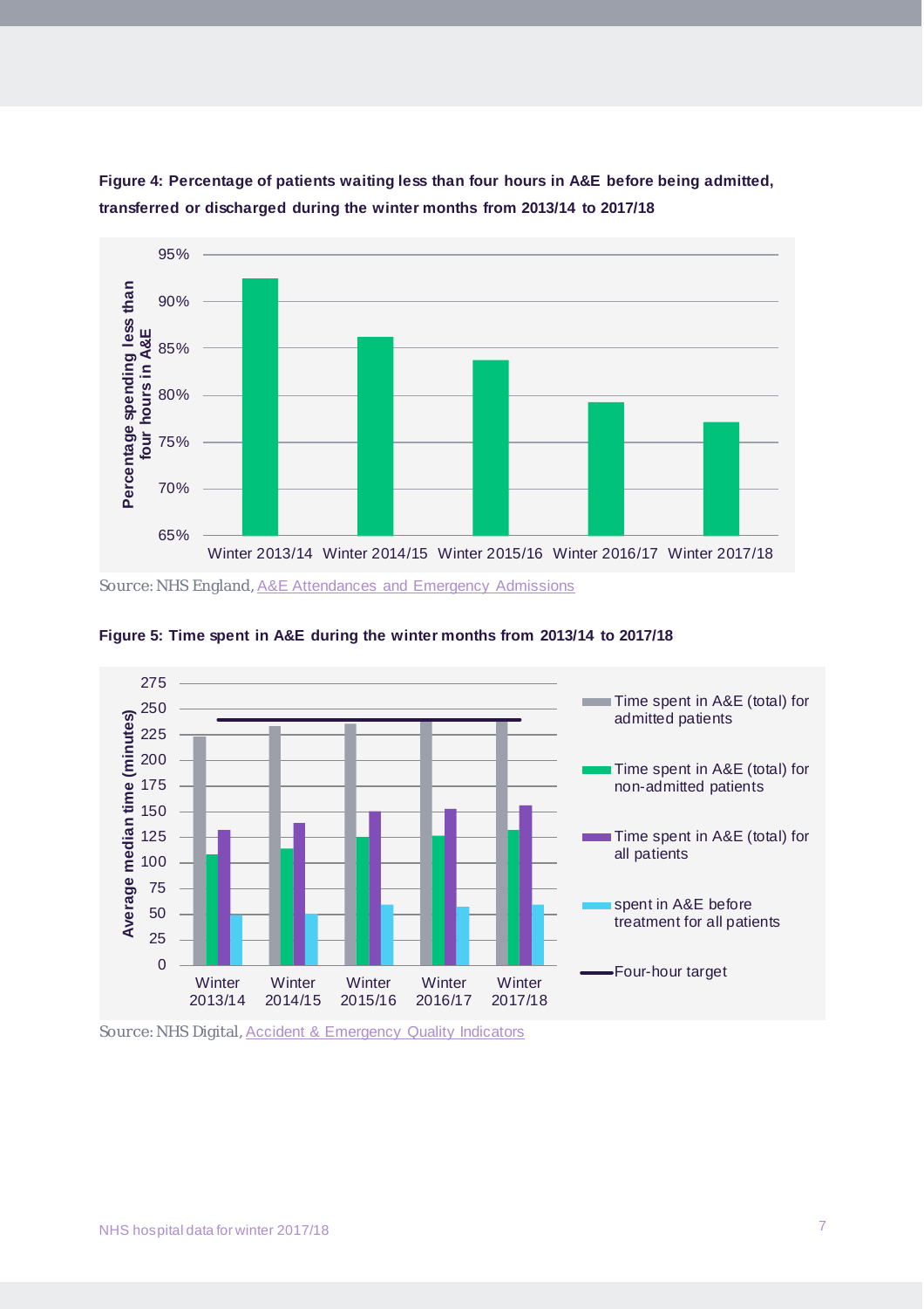**Figure 4: Percentage of patients waiting less than four hours in A&E before being admitted, transferred or discharged during the winter months from 2013/14 to 2017/18**

Source: NHS England, A&E Attendances and Emergency Admissions

**Figure 5: Time spent in A&E during the winter months from 2013/14 to 2017/18**

Source: NHS Digital, Accident & Emergency Quality Indicators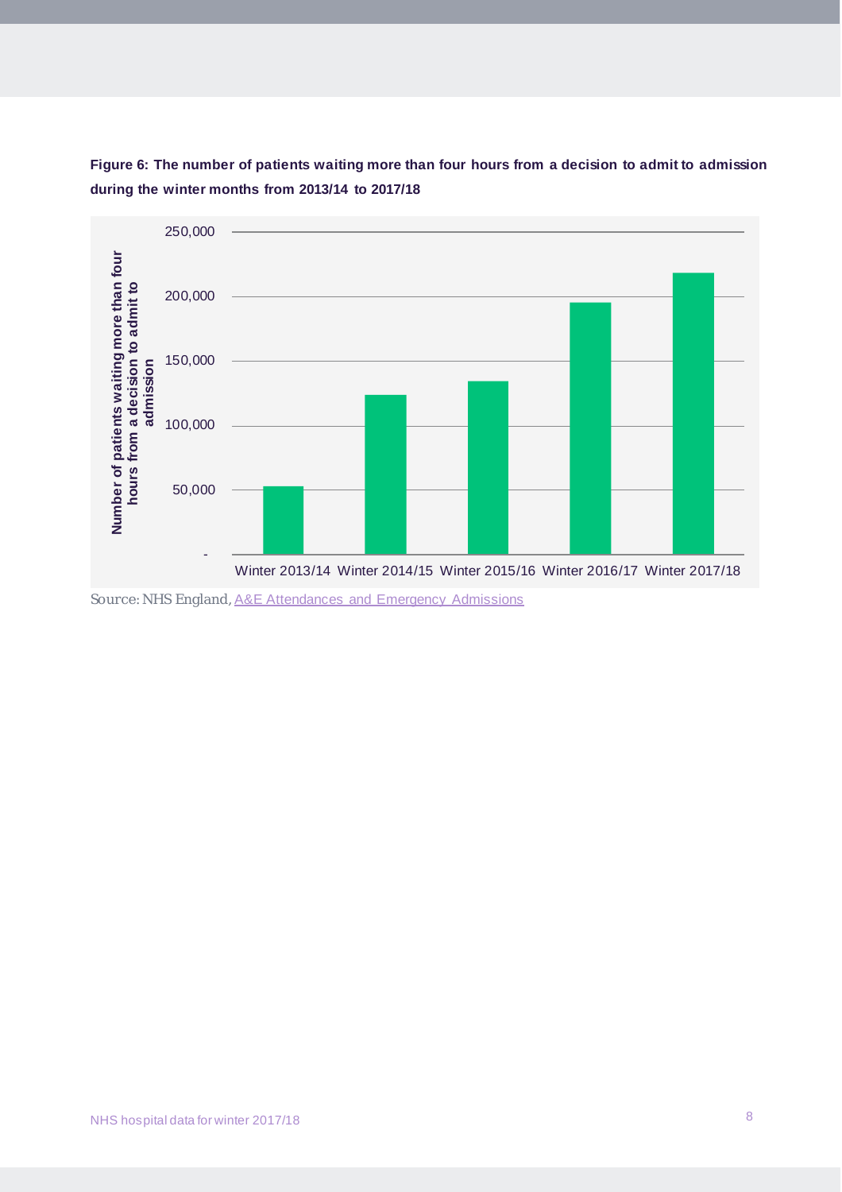**Figure 6: The number of patients waiting more than four hours from a decision to admit to admission during the winter months from 2013/14 to 2017/18**

Source: NHS England, A&E Attendances and Emergency Admissions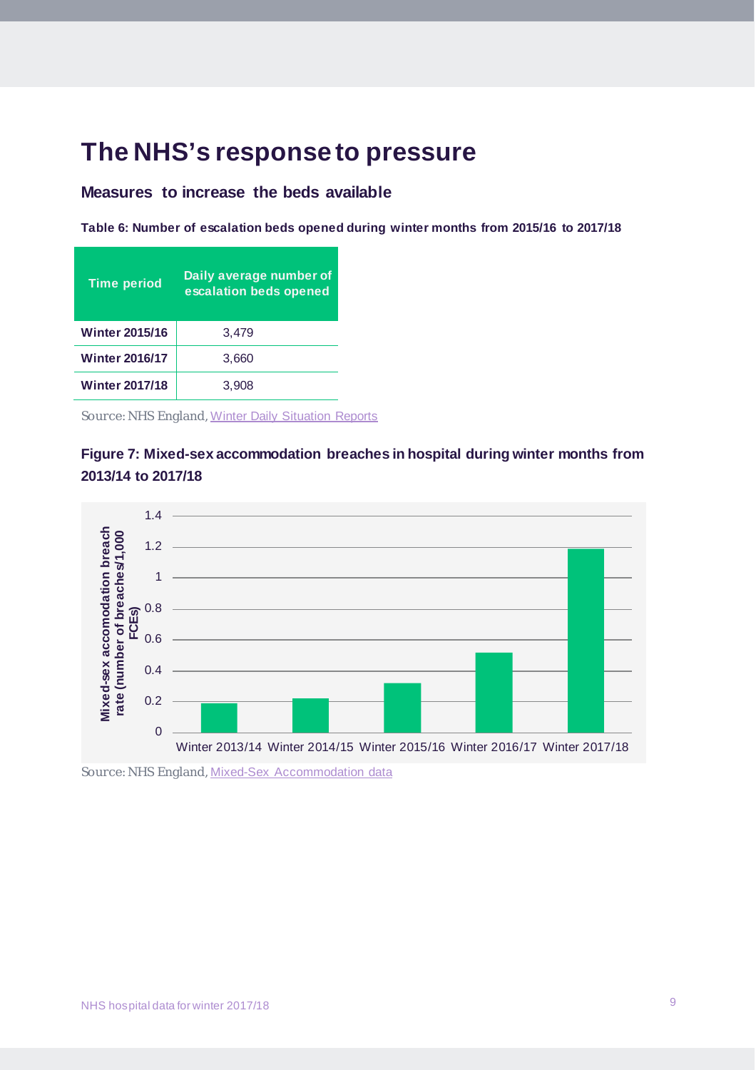# The NHS's response to pressure

## Measures to increase the beds available

**Table 6: Number of escalation beds opened during winter months from 2015/16 to 2017/18**

| Time period | Daily average number of escalation beds opened |
| --- | --- |
| Winter 2015/16 | 3,479 |
| Winter 2016/17 | 3,660 |
| Winter 2017/18 | 3,908 |

Source: NHS England, Winter Daily Situation Reports

**Figure 7: Mixed-sex accommodation breaches in hospital during winter months from 2013/14 to 2017/18**

Source: NHS England, Mixed-Sex Accommodation data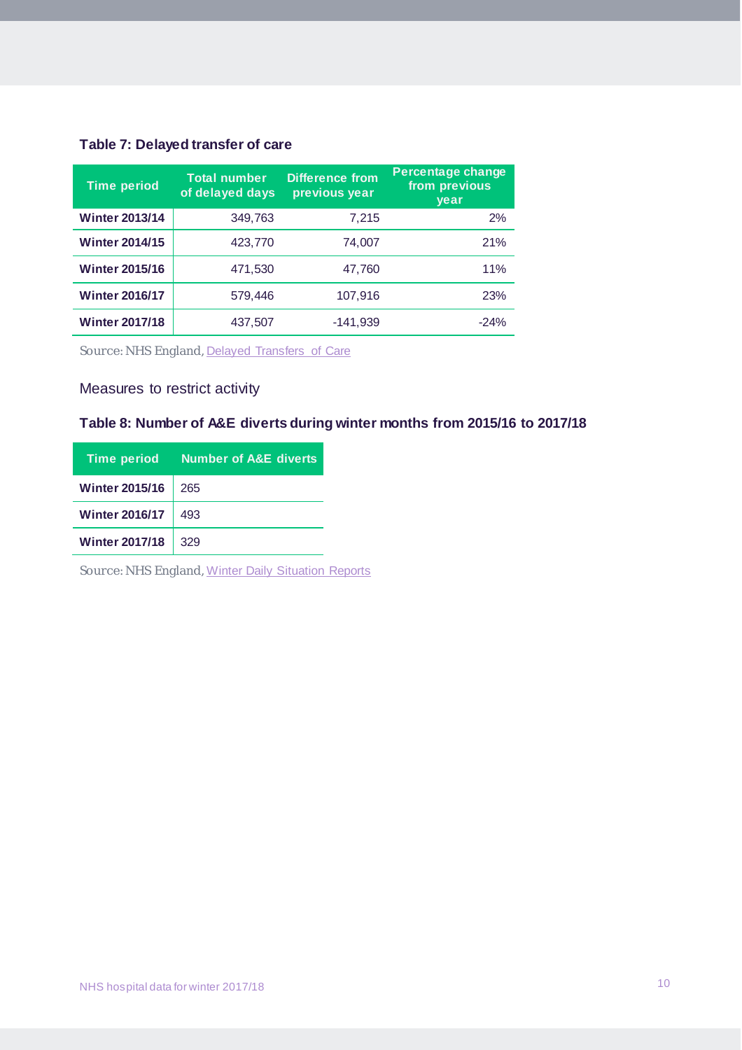### Table 7: Delayed transfer of care

| Time period | Total number of delayed days | Difference from previous year | Percentage change from previous year |
|---|---|---|---|
| **Winter 2013/14** | 349,763 | 7,215 | 2% |
| **Winter 2014/15** | 423,770 | 74,007 | 21% |
| **Winter 2015/16** | 471,530 | 47,760 | 11% |
| **Winter 2016/17** | 579,446 | 107,916 | 23% |
| **Winter 2017/18** | 437,507 | -141,939 | -24% |

Source: NHS England, Delayed Transfers of Care

## Measures to restrict activity

### Table 8: Number of A&E diverts during winter months from 2015/16 to 2017/18

| Time period | Number of A&E diverts |
|---|---|
| **Winter 2015/16** | 265 |
| **Winter 2016/17** | 493 |
| **Winter 2017/18** | 329 |

Source: NHS England, Winter Daily Situation Reports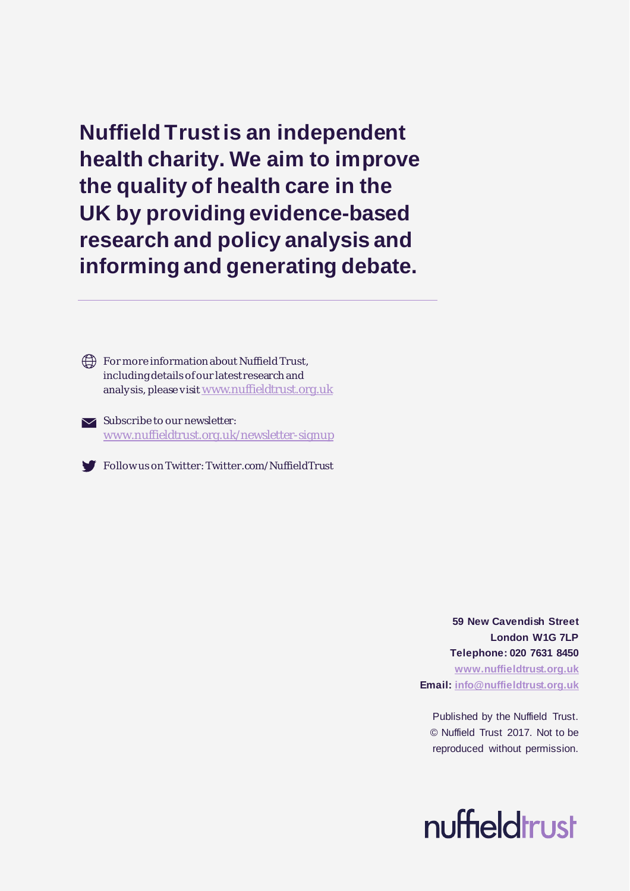**Nuffield Trust is an independent health charity. We aim to improve the quality of health care in the UK by providing evidence-based research and policy analysis and informing and generating debate.**

---

For more information about Nuffield Trust, including details of our latest research and analysis, please visit www.nuffieldtrust.org.uk

Subscribe to our newsletter: www.nuffieldtrust.org.uk/newsletter-signup

Follow us on Twitter: Twitter.com/NuffieldTrust

**59 New Cavendish Street**
**London W1G 7LP**
**Telephone: 020 7631 8450**
**www.nuffieldtrust.org.uk**
**Email: info@nuffieldtrust.org.uk**

Published by the Nuffield Trust.
© Nuffield Trust 2017. Not to be reproduced without permission.

nuffieldtrust